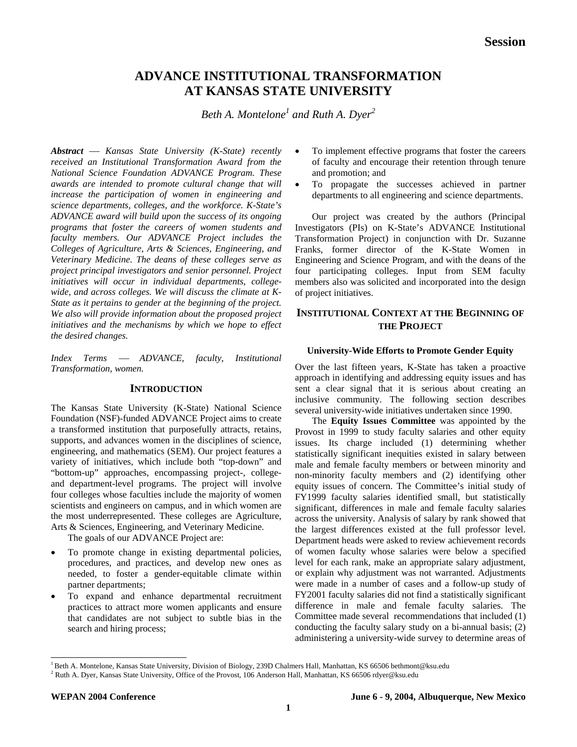# ADVANCE INSTITUTIONAL TRANSFORMATION AT KANSAS STATE UNIVERSITY

*Beth A. Montelone[1] and Ruth A. Dyer[2]*

***Abstract*** — *Kansas State University (K-State) recently received an Institutional Transformation Award from the National Science Foundation ADVANCE Program. These awards are intended to promote cultural change that will increase the participation of women in engineering and science departments, colleges, and the workforce. K-State's ADVANCE award will build upon the success of its ongoing programs that foster the careers of women students and faculty members. Our ADVANCE Project includes the Colleges of Agriculture, Arts & Sciences, Engineering, and Veterinary Medicine. The deans of these colleges serve as project principal investigators and senior personnel. Project initiatives will occur in individual departments, college-wide, and across colleges. We will discuss the climate at K-State as it pertains to gender at the beginning of the project. We also will provide information about the proposed project initiatives and the mechanisms by which we hope to effect the desired changes.*

*Index Terms* — *ADVANCE, faculty, Institutional Transformation, women.*

## INTRODUCTION

The Kansas State University (K-State) National Science Foundation (NSF)-funded ADVANCE Project aims to create a transformed institution that purposefully attracts, retains, supports, and advances women in the disciplines of science, engineering, and mathematics (SEM). Our project features a variety of initiatives, which include both "top-down" and "bottom-up" approaches, encompassing project-, college- and department-level programs. The project will involve four colleges whose faculties include the majority of women scientists and engineers on campus, and in which women are the most underrepresented. These colleges are Agriculture, Arts & Sciences, Engineering, and Veterinary Medicine.

The goals of our ADVANCE Project are:

- To promote change in existing departmental policies, procedures, and practices, and develop new ones as needed, to foster a gender-equitable climate within partner departments;
- To expand and enhance departmental recruitment practices to attract more women applicants and ensure that candidates are not subject to subtle bias in the search and hiring process;
- To implement effective programs that foster the careers of faculty and encourage their retention through tenure and promotion; and
- To propagate the successes achieved in partner departments to all engineering and science departments.

Our project was created by the authors (Principal Investigators (PIs) on K-State's ADVANCE Institutional Transformation Project) in conjunction with Dr. Suzanne Franks, former director of the K-State Women in Engineering and Science Program, and with the deans of the four participating colleges. Input from SEM faculty members also was solicited and incorporated into the design of project initiatives.

## INSTITUTIONAL CONTEXT AT THE BEGINNING OF THE PROJECT

### University-Wide Efforts to Promote Gender Equity

Over the last fifteen years, K-State has taken a proactive approach in identifying and addressing equity issues and has sent a clear signal that it is serious about creating an inclusive community. The following section describes several university-wide initiatives undertaken since 1990.

The **Equity Issues Committee** was appointed by the Provost in 1999 to study faculty salaries and other equity issues. Its charge included (1) determining whether statistically significant inequities existed in salary between male and female faculty members or between minority and non-minority faculty members and (2) identifying other equity issues of concern. The Committee's initial study of FY1999 faculty salaries identified small, but statistically significant, differences in male and female faculty salaries across the university. Analysis of salary by rank showed that the largest differences existed at the full professor level. Department heads were asked to review achievement records of women faculty whose salaries were below a specified level for each rank, make an appropriate salary adjustment, or explain why adjustment was not warranted. Adjustments were made in a number of cases and a follow-up study of FY2001 faculty salaries did not find a statistically significant difference in male and female faculty salaries. The Committee made several recommendations that included (1) conducting the faculty salary study on a bi-annual basis; (2) administering a university-wide survey to determine areas of

[1] Beth A. Montelone, Kansas State University, Division of Biology, 239D Chalmers Hall, Manhattan, KS 66506 bethmont@ksu.edu
[2] Ruth A. Dyer, Kansas State University, Office of the Provost, 106 Anderson Hall, Manhattan, KS 66506 rdyer@ksu.edu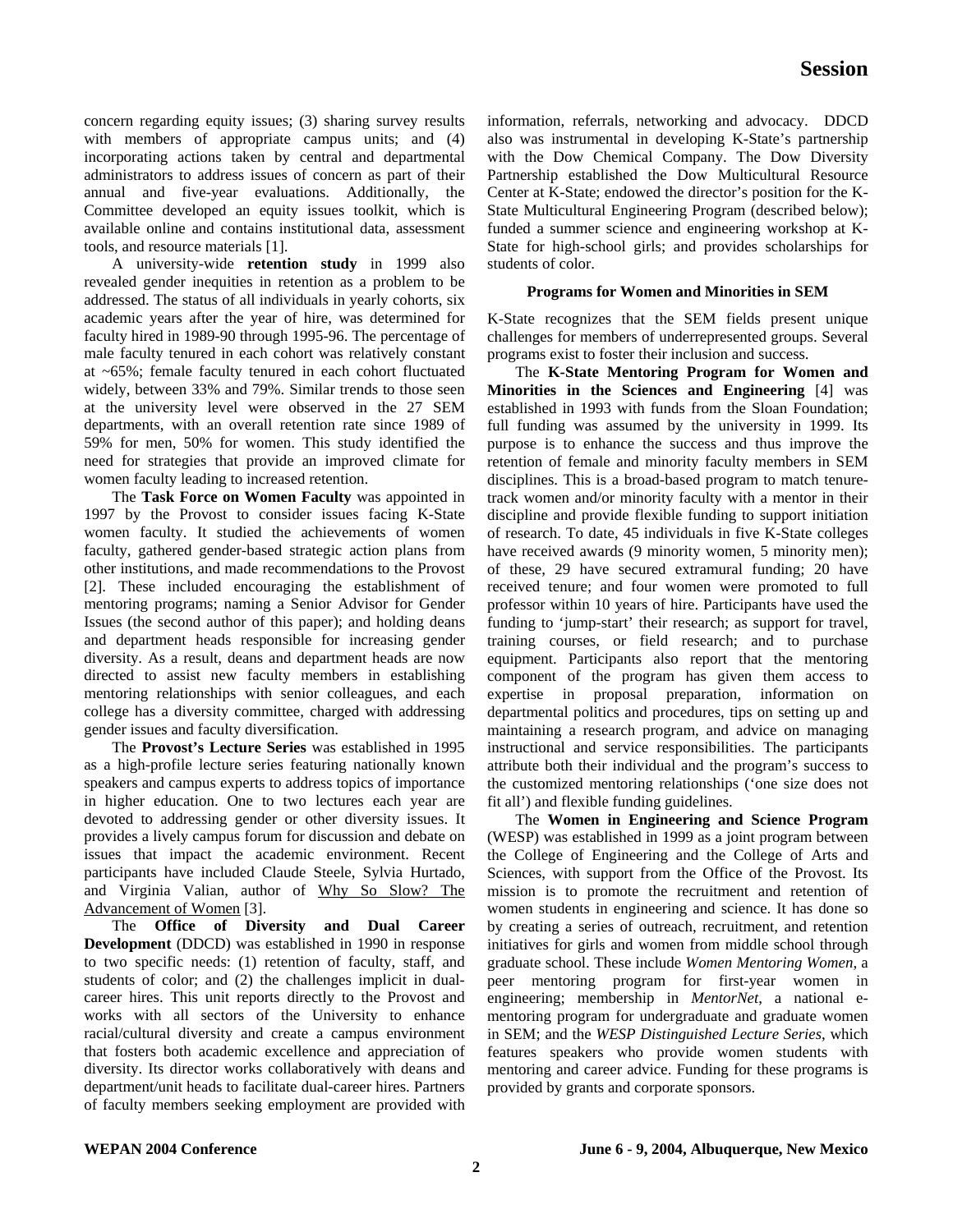concern regarding equity issues; (3) sharing survey results with members of appropriate campus units; and (4) incorporating actions taken by central and departmental administrators to address issues of concern as part of their annual and five-year evaluations. Additionally, the Committee developed an equity issues toolkit, which is available online and contains institutional data, assessment tools, and resource materials [1].

A university-wide **retention study** in 1999 also revealed gender inequities in retention as a problem to be addressed. The status of all individuals in yearly cohorts, six academic years after the year of hire, was determined for faculty hired in 1989-90 through 1995-96. The percentage of male faculty tenured in each cohort was relatively constant at ~65%; female faculty tenured in each cohort fluctuated widely, between 33% and 79%. Similar trends to those seen at the university level were observed in the 27 SEM departments, with an overall retention rate since 1989 of 59% for men, 50% for women. This study identified the need for strategies that provide an improved climate for women faculty leading to increased retention.

The **Task Force on Women Faculty** was appointed in 1997 by the Provost to consider issues facing K-State women faculty. It studied the achievements of women faculty, gathered gender-based strategic action plans from other institutions, and made recommendations to the Provost [2]. These included encouraging the establishment of mentoring programs; naming a Senior Advisor for Gender Issues (the second author of this paper); and holding deans and department heads responsible for increasing gender diversity. As a result, deans and department heads are now directed to assist new faculty members in establishing mentoring relationships with senior colleagues, and each college has a diversity committee, charged with addressing gender issues and faculty diversification.

The **Provost's Lecture Series** was established in 1995 as a high-profile lecture series featuring nationally known speakers and campus experts to address topics of importance in higher education. One to two lectures each year are devoted to addressing gender or other diversity issues. It provides a lively campus forum for discussion and debate on issues that impact the academic environment. Recent participants have included Claude Steele, Sylvia Hurtado, and Virginia Valian, author of Why So Slow? The Advancement of Women [3].

The **Office of Diversity and Dual Career Development** (DDCD) was established in 1990 in response to two specific needs: (1) retention of faculty, staff, and students of color; and (2) the challenges implicit in dual-career hires. This unit reports directly to the Provost and works with all sectors of the University to enhance racial/cultural diversity and create a campus environment that fosters both academic excellence and appreciation of diversity. Its director works collaboratively with deans and department/unit heads to facilitate dual-career hires. Partners of faculty members seeking employment are provided with information, referrals, networking and advocacy. DDCD also was instrumental in developing K-State's partnership with the Dow Chemical Company. The Dow Diversity Partnership established the Dow Multicultural Resource Center at K-State; endowed the director's position for the K-State Multicultural Engineering Program (described below); funded a summer science and engineering workshop at K-State for high-school girls; and provides scholarships for students of color.

## Programs for Women and Minorities in SEM

K-State recognizes that the SEM fields present unique challenges for members of underrepresented groups. Several programs exist to foster their inclusion and success.

The **K-State Mentoring Program for Women and Minorities in the Sciences and Engineering** [4] was established in 1993 with funds from the Sloan Foundation; full funding was assumed by the university in 1999. Its purpose is to enhance the success and thus improve the retention of female and minority faculty members in SEM disciplines. This is a broad-based program to match tenure-track women and/or minority faculty with a mentor in their discipline and provide flexible funding to support initiation of research. To date, 45 individuals in five K-State colleges have received awards (9 minority women, 5 minority men); of these, 29 have secured extramural funding; 20 have received tenure; and four women were promoted to full professor within 10 years of hire. Participants have used the funding to 'jump-start' their research; as support for travel, training courses, or field research; and to purchase equipment. Participants also report that the mentoring component of the program has given them access to expertise in proposal preparation, information on departmental politics and procedures, tips on setting up and maintaining a research program, and advice on managing instructional and service responsibilities. The participants attribute both their individual and the program's success to the customized mentoring relationships ('one size does not fit all') and flexible funding guidelines.

The **Women in Engineering and Science Program** (WESP) was established in 1999 as a joint program between the College of Engineering and the College of Arts and Sciences, with support from the Office of the Provost. Its mission is to promote the recruitment and retention of women students in engineering and science. It has done so by creating a series of outreach, recruitment, and retention initiatives for girls and women from middle school through graduate school. These include *Women Mentoring Women*, a peer mentoring program for first-year women in engineering; membership in *MentorNet*, a national e-mentoring program for undergraduate and graduate women in SEM; and the *WESP Distinguished Lecture Series*, which features speakers who provide women students with mentoring and career advice. Funding for these programs is provided by grants and corporate sponsors.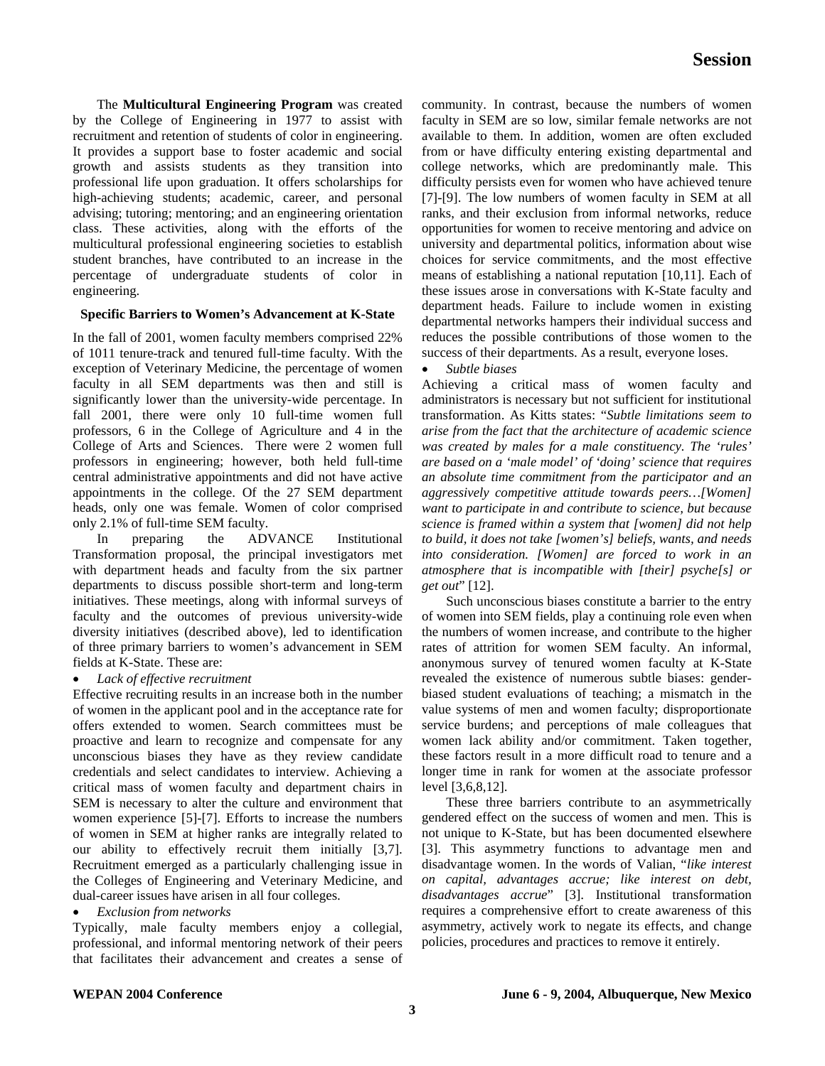The **Multicultural Engineering Program** was created by the College of Engineering in 1977 to assist with recruitment and retention of students of color in engineering. It provides a support base to foster academic and social growth and assists students as they transition into professional life upon graduation. It offers scholarships for high-achieving students; academic, career, and personal advising; tutoring; mentoring; and an engineering orientation class. These activities, along with the efforts of the multicultural professional engineering societies to establish student branches, have contributed to an increase in the percentage of undergraduate students of color in engineering.

### Specific Barriers to Women's Advancement at K-State

In the fall of 2001, women faculty members comprised 22% of 1011 tenure-track and tenured full-time faculty. With the exception of Veterinary Medicine, the percentage of women faculty in all SEM departments was then and still is significantly lower than the university-wide percentage. In fall 2001, there were only 10 full-time women full professors, 6 in the College of Agriculture and 4 in the College of Arts and Sciences. There were 2 women full professors in engineering; however, both held full-time central administrative appointments and did not have active appointments in the college. Of the 27 SEM department heads, only one was female. Women of color comprised only 2.1% of full-time SEM faculty.

In preparing the ADVANCE Institutional Transformation proposal, the principal investigators met with department heads and faculty from the six partner departments to discuss possible short-term and long-term initiatives. These meetings, along with informal surveys of faculty and the outcomes of previous university-wide diversity initiatives (described above), led to identification of three primary barriers to women's advancement in SEM fields at K-State. These are:

- *Lack of effective recruitment*

Effective recruiting results in an increase both in the number of women in the applicant pool and in the acceptance rate for offers extended to women. Search committees must be proactive and learn to recognize and compensate for any unconscious biases they have as they review candidate credentials and select candidates to interview. Achieving a critical mass of women faculty and department chairs in SEM is necessary to alter the culture and environment that women experience [5]-[7]. Efforts to increase the numbers of women in SEM at higher ranks are integrally related to our ability to effectively recruit them initially [3,7]. Recruitment emerged as a particularly challenging issue in the Colleges of Engineering and Veterinary Medicine, and dual-career issues have arisen in all four colleges.

- *Exclusion from networks*

Typically, male faculty members enjoy a collegial, professional, and informal mentoring network of their peers that facilitates their advancement and creates a sense of community. In contrast, because the numbers of women faculty in SEM are so low, similar female networks are not available to them. In addition, women are often excluded from or have difficulty entering existing departmental and college networks, which are predominantly male. This difficulty persists even for women who have achieved tenure [7]-[9]. The low numbers of women faculty in SEM at all ranks, and their exclusion from informal networks, reduce opportunities for women to receive mentoring and advice on university and departmental politics, information about wise choices for service commitments, and the most effective means of establishing a national reputation [10,11]. Each of these issues arose in conversations with K-State faculty and department heads. Failure to include women in existing departmental networks hampers their individual success and reduces the possible contributions of those women to the success of their departments. As a result, everyone loses.

- *Subtle biases*

Achieving a critical mass of women faculty and administrators is necessary but not sufficient for institutional transformation. As Kitts states: "*Subtle limitations seem to arise from the fact that the architecture of academic science was created by males for a male constituency. The 'rules' are based on a 'male model' of 'doing' science that requires an absolute time commitment from the participator and an aggressively competitive attitude towards peers…[Women] want to participate in and contribute to science, but because science is framed within a system that [women] did not help to build, it does not take [women's] beliefs, wants, and needs into consideration. [Women] are forced to work in an atmosphere that is incompatible with [their] psyche[s] or get out*" [12].

Such unconscious biases constitute a barrier to the entry of women into SEM fields, play a continuing role even when the numbers of women increase, and contribute to the higher rates of attrition for women SEM faculty. An informal, anonymous survey of tenured women faculty at K-State revealed the existence of numerous subtle biases: gender-biased student evaluations of teaching; a mismatch in the value systems of men and women faculty; disproportionate service burdens; and perceptions of male colleagues that women lack ability and/or commitment. Taken together, these factors result in a more difficult road to tenure and a longer time in rank for women at the associate professor level [3,6,8,12].

These three barriers contribute to an asymmetrically gendered effect on the success of women and men. This is not unique to K-State, but has been documented elsewhere [3]. This asymmetry functions to advantage men and disadvantage women. In the words of Valian, "*like interest on capital, advantages accrue; like interest on debt, disadvantages accrue*" [3]. Institutional transformation requires a comprehensive effort to create awareness of this asymmetry, actively work to negate its effects, and change policies, procedures and practices to remove it entirely.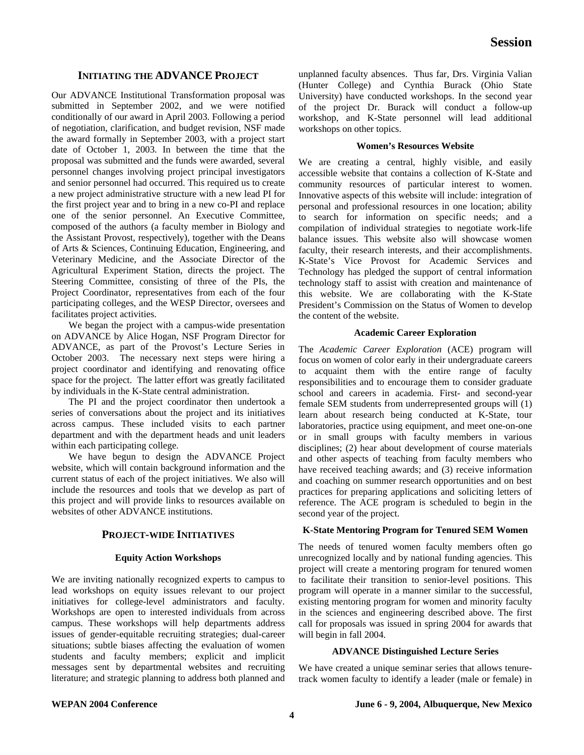## INITIATING THE ADVANCE PROJECT

Our ADVANCE Institutional Transformation proposal was submitted in September 2002, and we were notified conditionally of our award in April 2003. Following a period of negotiation, clarification, and budget revision, NSF made the award formally in September 2003, with a project start date of October 1, 2003. In between the time that the proposal was submitted and the funds were awarded, several personnel changes involving project principal investigators and senior personnel had occurred. This required us to create a new project administrative structure with a new lead PI for the first project year and to bring in a new co-PI and replace one of the senior personnel. An Executive Committee, composed of the authors (a faculty member in Biology and the Assistant Provost, respectively), together with the Deans of Arts & Sciences, Continuing Education, Engineering, and Veterinary Medicine, and the Associate Director of the Agricultural Experiment Station, directs the project. The Steering Committee, consisting of three of the PIs, the Project Coordinator, representatives from each of the four participating colleges, and the WESP Director, oversees and facilitates project activities.

We began the project with a campus-wide presentation on ADVANCE by Alice Hogan, NSF Program Director for ADVANCE, as part of the Provost's Lecture Series in October 2003. The necessary next steps were hiring a project coordinator and identifying and renovating office space for the project. The latter effort was greatly facilitated by individuals in the K-State central administration.

The PI and the project coordinator then undertook a series of conversations about the project and its initiatives across campus. These included visits to each partner department and with the department heads and unit leaders within each participating college.

We have begun to design the ADVANCE Project website, which will contain background information and the current status of each of the project initiatives. We also will include the resources and tools that we develop as part of this project and will provide links to resources available on websites of other ADVANCE institutions.

## PROJECT-WIDE INITIATIVES

### Equity Action Workshops

We are inviting nationally recognized experts to campus to lead workshops on equity issues relevant to our project initiatives for college-level administrators and faculty. Workshops are open to interested individuals from across campus. These workshops will help departments address issues of gender-equitable recruiting strategies; dual-career situations; subtle biases affecting the evaluation of women students and faculty members; explicit and implicit messages sent by departmental websites and recruiting literature; and strategic planning to address both planned and unplanned faculty absences. Thus far, Drs. Virginia Valian (Hunter College) and Cynthia Burack (Ohio State University) have conducted workshops. In the second year of the project Dr. Burack will conduct a follow-up workshop, and K-State personnel will lead additional workshops on other topics.

### Women's Resources Website

We are creating a central, highly visible, and easily accessible website that contains a collection of K-State and community resources of particular interest to women. Innovative aspects of this website will include: integration of personal and professional resources in one location; ability to search for information on specific needs; and a compilation of individual strategies to negotiate work-life balance issues. This website also will showcase women faculty, their research interests, and their accomplishments. K-State's Vice Provost for Academic Services and Technology has pledged the support of central information technology staff to assist with creation and maintenance of this website. We are collaborating with the K-State President's Commission on the Status of Women to develop the content of the website.

### Academic Career Exploration

The *Academic Career Exploration* (ACE) program will focus on women of color early in their undergraduate careers to acquaint them with the entire range of faculty responsibilities and to encourage them to consider graduate school and careers in academia. First- and second-year female SEM students from underrepresented groups will (1) learn about research being conducted at K-State, tour laboratories, practice using equipment, and meet one-on-one or in small groups with faculty members in various disciplines; (2) hear about development of course materials and other aspects of teaching from faculty members who have received teaching awards; and (3) receive information and coaching on summer research opportunities and on best practices for preparing applications and soliciting letters of reference. The ACE program is scheduled to begin in the second year of the project.

### K-State Mentoring Program for Tenured SEM Women

The needs of tenured women faculty members often go unrecognized locally and by national funding agencies. This project will create a mentoring program for tenured women to facilitate their transition to senior-level positions. This program will operate in a manner similar to the successful, existing mentoring program for women and minority faculty in the sciences and engineering described above. The first call for proposals was issued in spring 2004 for awards that will begin in fall 2004.

### ADVANCE Distinguished Lecture Series

We have created a unique seminar series that allows tenure-track women faculty to identify a leader (male or female) in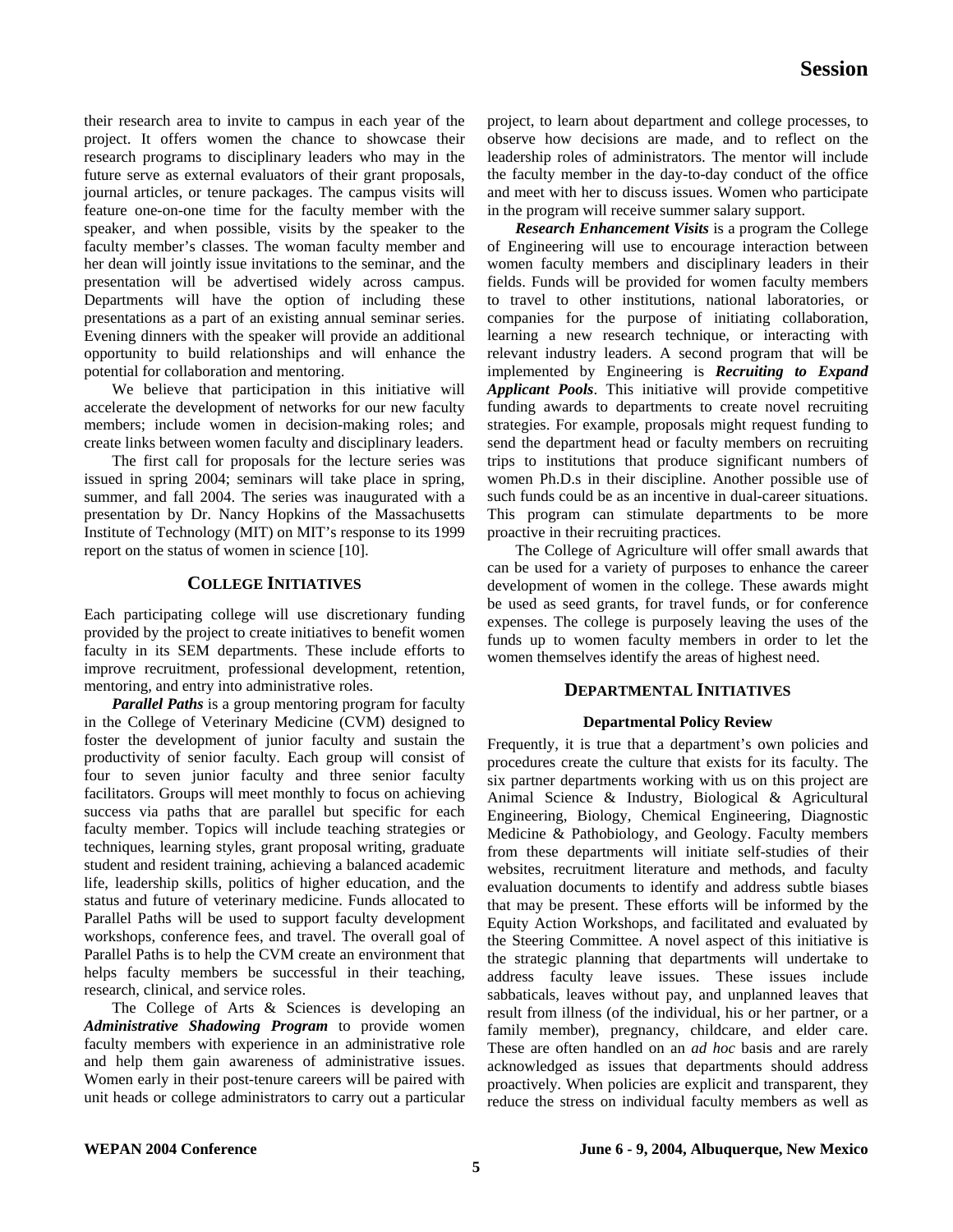their research area to invite to campus in each year of the project. It offers women the chance to showcase their research programs to disciplinary leaders who may in the future serve as external evaluators of their grant proposals, journal articles, or tenure packages. The campus visits will feature one-on-one time for the faculty member with the speaker, and when possible, visits by the speaker to the faculty member's classes. The woman faculty member and her dean will jointly issue invitations to the seminar, and the presentation will be advertised widely across campus. Departments will have the option of including these presentations as a part of an existing annual seminar series. Evening dinners with the speaker will provide an additional opportunity to build relationships and will enhance the potential for collaboration and mentoring.

We believe that participation in this initiative will accelerate the development of networks for our new faculty members; include women in decision-making roles; and create links between women faculty and disciplinary leaders.

The first call for proposals for the lecture series was issued in spring 2004; seminars will take place in spring, summer, and fall 2004. The series was inaugurated with a presentation by Dr. Nancy Hopkins of the Massachusetts Institute of Technology (MIT) on MIT's response to its 1999 report on the status of women in science [10].

## College Initiatives

Each participating college will use discretionary funding provided by the project to create initiatives to benefit women faculty in its SEM departments. These include efforts to improve recruitment, professional development, retention, mentoring, and entry into administrative roles.

***Parallel Paths*** is a group mentoring program for faculty in the College of Veterinary Medicine (CVM) designed to foster the development of junior faculty and sustain the productivity of senior faculty. Each group will consist of four to seven junior faculty and three senior faculty facilitators. Groups will meet monthly to focus on achieving success via paths that are parallel but specific for each faculty member. Topics will include teaching strategies or techniques, learning styles, grant proposal writing, graduate student and resident training, achieving a balanced academic life, leadership skills, politics of higher education, and the status and future of veterinary medicine. Funds allocated to Parallel Paths will be used to support faculty development workshops, conference fees, and travel. The overall goal of Parallel Paths is to help the CVM create an environment that helps faculty members be successful in their teaching, research, clinical, and service roles.

The College of Arts & Sciences is developing an ***Administrative Shadowing Program*** to provide women faculty members with experience in an administrative role and help them gain awareness of administrative issues. Women early in their post-tenure careers will be paired with unit heads or college administrators to carry out a particular project, to learn about department and college processes, to observe how decisions are made, and to reflect on the leadership roles of administrators. The mentor will include the faculty member in the day-to-day conduct of the office and meet with her to discuss issues. Women who participate in the program will receive summer salary support.

***Research Enhancement Visits*** is a program the College of Engineering will use to encourage interaction between women faculty members and disciplinary leaders in their fields. Funds will be provided for women faculty members to travel to other institutions, national laboratories, or companies for the purpose of initiating collaboration, learning a new research technique, or interacting with relevant industry leaders. A second program that will be implemented by Engineering is ***Recruiting to Expand Applicant Pools***. This initiative will provide competitive funding awards to departments to create novel recruiting strategies. For example, proposals might request funding to send the department head or faculty members on recruiting trips to institutions that produce significant numbers of women Ph.D.s in their discipline. Another possible use of such funds could be as an incentive in dual-career situations. This program can stimulate departments to be more proactive in their recruiting practices.

The College of Agriculture will offer small awards that can be used for a variety of purposes to enhance the career development of women in the college. These awards might be used as seed grants, for travel funds, or for conference expenses. The college is purposely leaving the uses of the funds up to women faculty members in order to let the women themselves identify the areas of highest need.

## Departmental Initiatives

### Departmental Policy Review

Frequently, it is true that a department's own policies and procedures create the culture that exists for its faculty. The six partner departments working with us on this project are Animal Science & Industry, Biological & Agricultural Engineering, Biology, Chemical Engineering, Diagnostic Medicine & Pathobiology, and Geology. Faculty members from these departments will initiate self-studies of their websites, recruitment literature and methods, and faculty evaluation documents to identify and address subtle biases that may be present. These efforts will be informed by the Equity Action Workshops, and facilitated and evaluated by the Steering Committee. A novel aspect of this initiative is the strategic planning that departments will undertake to address faculty leave issues. These issues include sabbaticals, leaves without pay, and unplanned leaves that result from illness (of the individual, his or her partner, or a family member), pregnancy, childcare, and elder care. These are often handled on an *ad hoc* basis and are rarely acknowledged as issues that departments should address proactively. When policies are explicit and transparent, they reduce the stress on individual faculty members as well as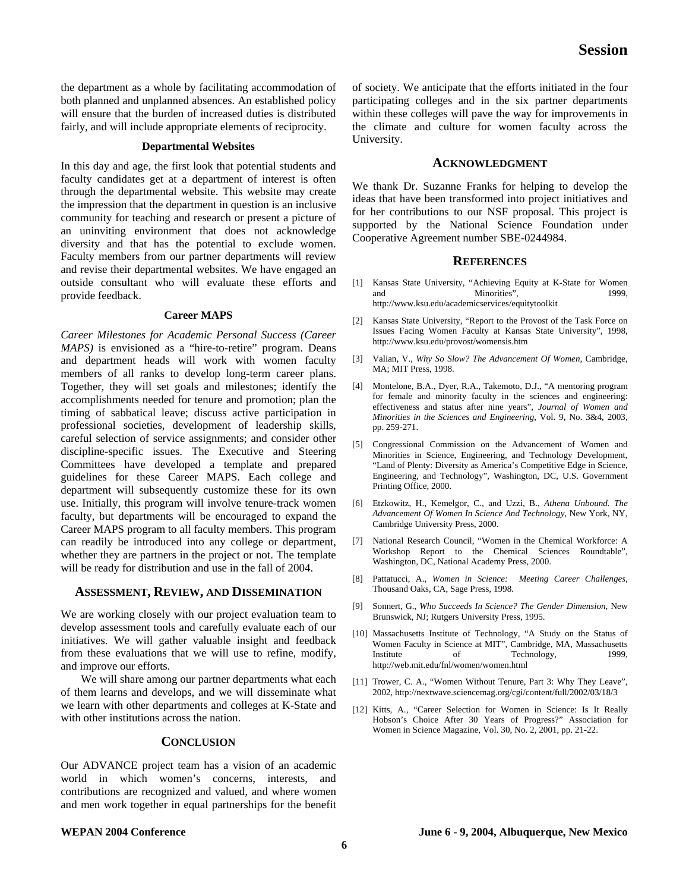the department as a whole by facilitating accommodation of both planned and unplanned absences. An established policy will ensure that the burden of increased duties is distributed fairly, and will include appropriate elements of reciprocity.

### Departmental Websites

In this day and age, the first look that potential students and faculty candidates get at a department of interest is often through the departmental website. This website may create the impression that the department in question is an inclusive community for teaching and research or present a picture of an uninviting environment that does not acknowledge diversity and that has the potential to exclude women. Faculty members from our partner departments will review and revise their departmental websites. We have engaged an outside consultant who will evaluate these efforts and provide feedback.

### Career MAPS

*Career Milestones for Academic Personal Success (Career MAPS)* is envisioned as a "hire-to-retire" program. Deans and department heads will work with women faculty members of all ranks to develop long-term career plans. Together, they will set goals and milestones; identify the accomplishments needed for tenure and promotion; plan the timing of sabbatical leave; discuss active participation in professional societies, development of leadership skills, careful selection of service assignments; and consider other discipline-specific issues. The Executive and Steering Committees have developed a template and prepared guidelines for these Career MAPS. Each college and department will subsequently customize these for its own use. Initially, this program will involve tenure-track women faculty, but departments will be encouraged to expand the Career MAPS program to all faculty members. This program can readily be introduced into any college or department, whether they are partners in the project or not. The template will be ready for distribution and use in the fall of 2004.

## Assessment, Review, and Dissemination

We are working closely with our project evaluation team to develop assessment tools and carefully evaluate each of our initiatives. We will gather valuable insight and feedback from these evaluations that we will use to refine, modify, and improve our efforts.

We will share among our partner departments what each of them learns and develops, and we will disseminate what we learn with other departments and colleges at K-State and with other institutions across the nation.

## Conclusion

Our ADVANCE project team has a vision of an academic world in which women's concerns, interests, and contributions are recognized and valued, and where women and men work together in equal partnerships for the benefit of society. We anticipate that the efforts initiated in the four participating colleges and in the six partner departments within these colleges will pave the way for improvements in the climate and culture for women faculty across the University.

## Acknowledgment

We thank Dr. Suzanne Franks for helping to develop the ideas that have been transformed into project initiatives and for her contributions to our NSF proposal. This project is supported by the National Science Foundation under Cooperative Agreement number SBE-0244984.

## References

[1] Kansas State University, "Achieving Equity at K-State for Women and Minorities", 1999, http://www.ksu.edu/academicservices/equitytoolkit

[2] Kansas State University, "Report to the Provost of the Task Force on Issues Facing Women Faculty at Kansas State University", 1998, http://www.ksu.edu/provost/womensis.htm

[3] Valian, V., *Why So Slow? The Advancement Of Women*, Cambridge, MA; MIT Press, 1998.

[4] Montelone, B.A., Dyer, R.A., Takemoto, D.J., "A mentoring program for female and minority faculty in the sciences and engineering: effectiveness and status after nine years", *Journal of Women and Minorities in the Sciences and Engineering*, Vol. 9, No. 3&4, 2003, pp. 259-271.

[5] Congressional Commission on the Advancement of Women and Minorities in Science, Engineering, and Technology Development, "Land of Plenty: Diversity as America's Competitive Edge in Science, Engineering, and Technology", Washington, DC, U.S. Government Printing Office, 2000.

[6] Etzkowitz, H., Kemelgor, C., and Uzzi, B., *Athena Unbound. The Advancement Of Women In Science And Technology*, New York, NY, Cambridge University Press, 2000.

[7] National Research Council, "Women in the Chemical Workforce: A Workshop Report to the Chemical Sciences Roundtable", Washington, DC, National Academy Press, 2000.

[8] Pattatucci, A., *Women in Science: Meeting Career Challenges*, Thousand Oaks, CA, Sage Press, 1998.

[9] Sonnert, G., *Who Succeeds In Science? The Gender Dimension*, New Brunswick, NJ; Rutgers University Press, 1995.

[10] Massachusetts Institute of Technology, "A Study on the Status of Women Faculty in Science at MIT", Cambridge, MA, Massachusetts Institute of Technology, 1999, http://web.mit.edu/fnl/women/women.html

[11] Trower, C. A., "Women Without Tenure, Part 3: Why They Leave", 2002, http://nextwave.sciencemag.org/cgi/content/full/2002/03/18/3

[12] Kitts, A., "Career Selection for Women in Science: Is It Really Hobson's Choice After 30 Years of Progress?" Association for Women in Science Magazine, Vol. 30, No. 2, 2001, pp. 21-22.